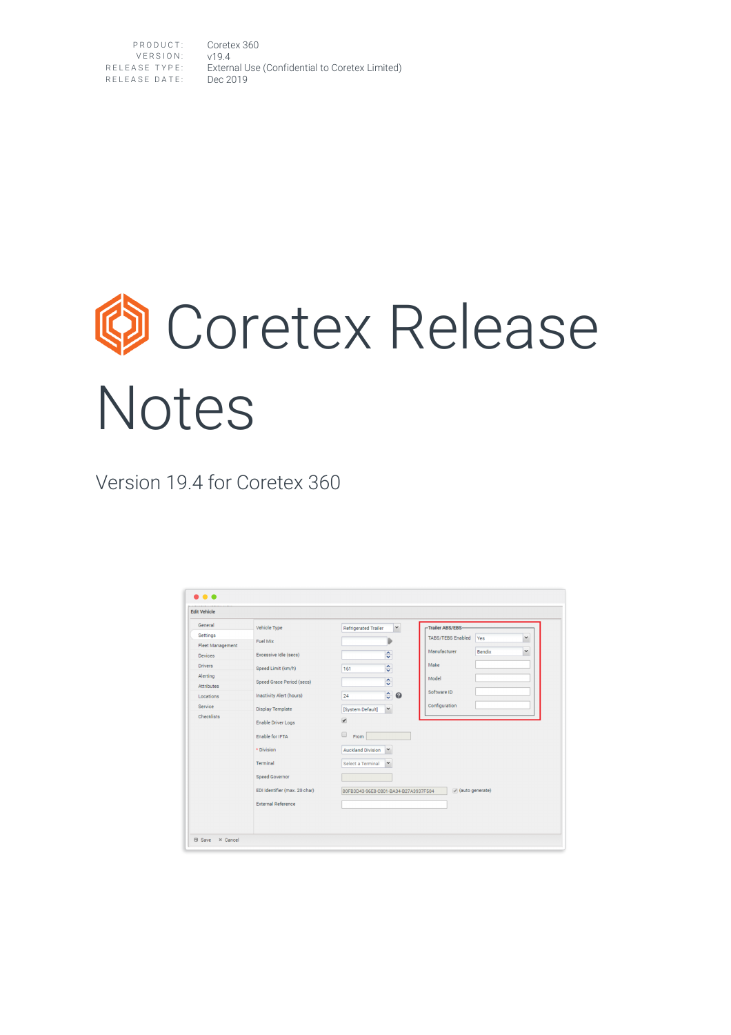| | |
|---|---|
| PRODUCT: | Coretex 360 |
| VERSION: | v19.4 |
| RELEASE TYPE: | External Use (Confidential to Coretex Limited) |
| RELEASE DATE: | Dec 2019 |

# Coretex Release Notes

Version 19.4 for Coretex 360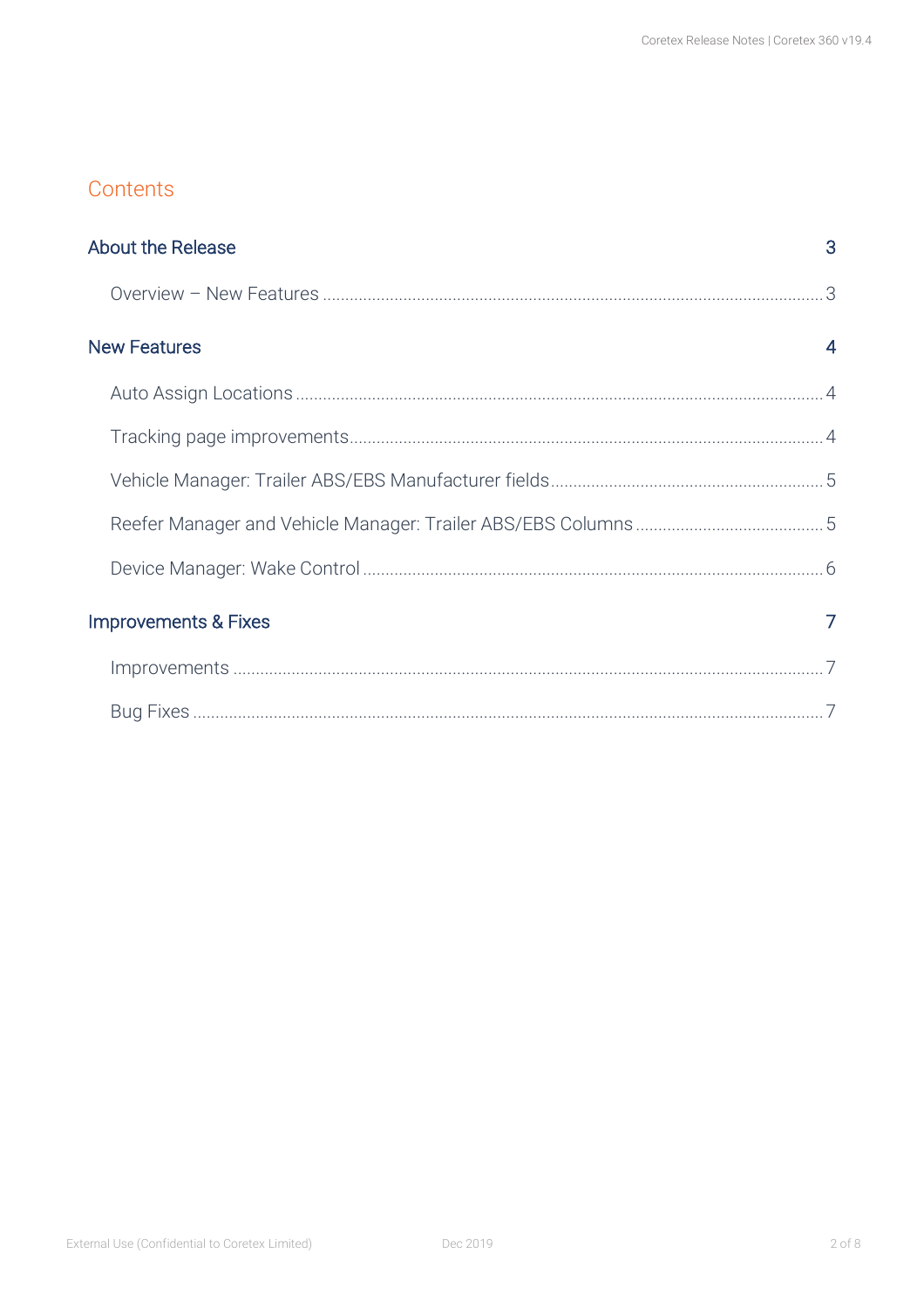# Contents

**About the Release** 3

- Overview – New Features ... 3

**New Features** 4

- Auto Assign Locations ... 4
- Tracking page improvements ... 4
- Vehicle Manager: Trailer ABS/EBS Manufacturer fields ... 5
- Reefer Manager and Vehicle Manager: Trailer ABS/EBS Columns ... 5
- Device Manager: Wake Control ... 6

**Improvements & Fixes** 7

- Improvements ... 7
- Bug Fixes ... 7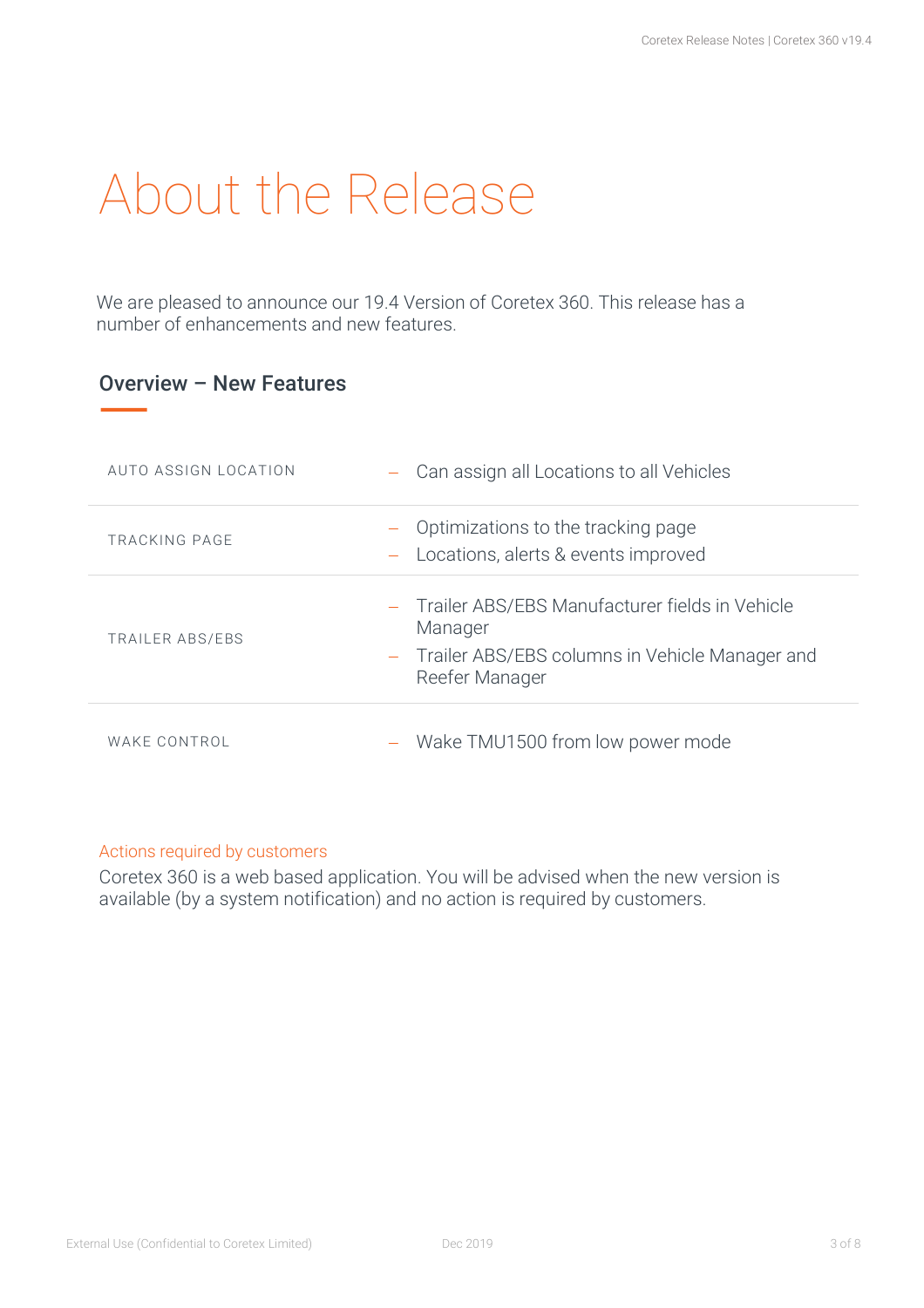# About the Release

We are pleased to announce our 19.4 Version of Coretex 360. This release has a number of enhancements and new features.

## Overview – New Features

| | |
|---|---|
| AUTO ASSIGN LOCATION | – Can assign all Locations to all Vehicles |
| TRACKING PAGE | – Optimizations to the tracking page<br>– Locations, alerts & events improved |
| TRAILER ABS/EBS | – Trailer ABS/EBS Manufacturer fields in Vehicle Manager<br>– Trailer ABS/EBS columns in Vehicle Manager and Reefer Manager |
| WAKE CONTROL | – Wake TMU1500 from low power mode |

Actions required by customers

Coretex 360 is a web based application. You will be advised when the new version is available (by a system notification) and no action is required by customers.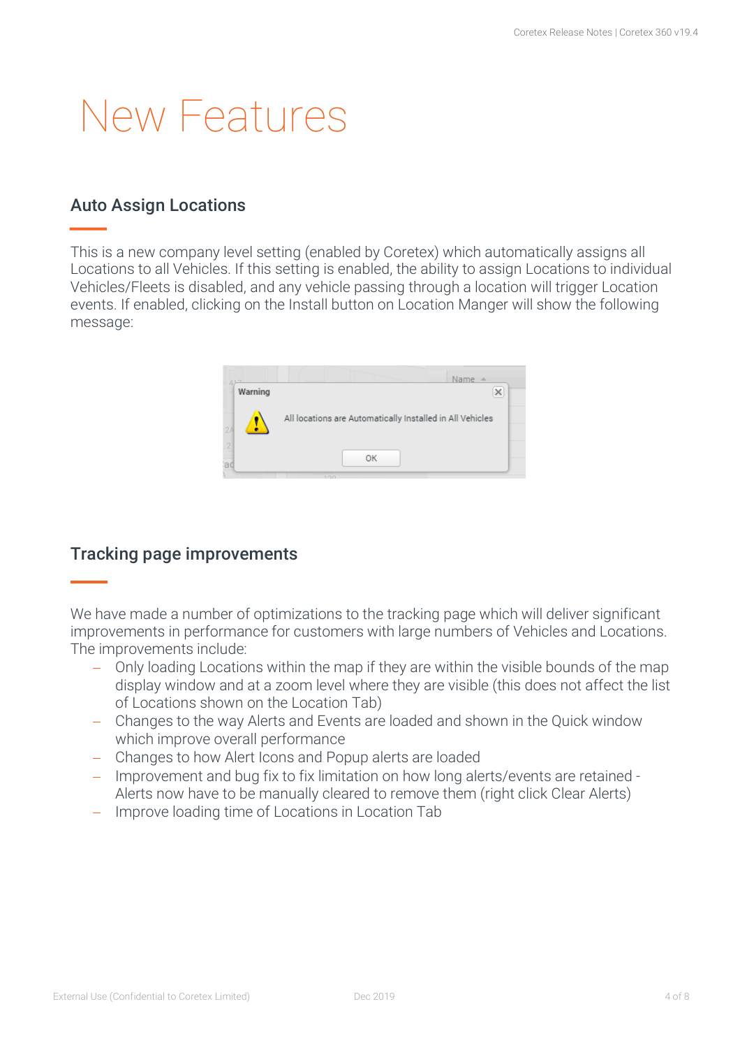# New Features

## Auto Assign Locations

This is a new company level setting (enabled by Coretex) which automatically assigns all Locations to all Vehicles. If this setting is enabled, the ability to assign Locations to individual Vehicles/Fleets is disabled, and any vehicle passing through a location will trigger Location events. If enabled, clicking on the Install button on Location Manger will show the following message:

## Tracking page improvements

We have made a number of optimizations to the tracking page which will deliver significant improvements in performance for customers with large numbers of Vehicles and Locations. The improvements include:

- Only loading Locations within the map if they are within the visible bounds of the map display window and at a zoom level where they are visible (this does not affect the list of Locations shown on the Location Tab)
- Changes to the way Alerts and Events are loaded and shown in the Quick window which improve overall performance
- Changes to how Alert Icons and Popup alerts are loaded
- Improvement and bug fix to fix limitation on how long alerts/events are retained - Alerts now have to be manually cleared to remove them (right click Clear Alerts)
- Improve loading time of Locations in Location Tab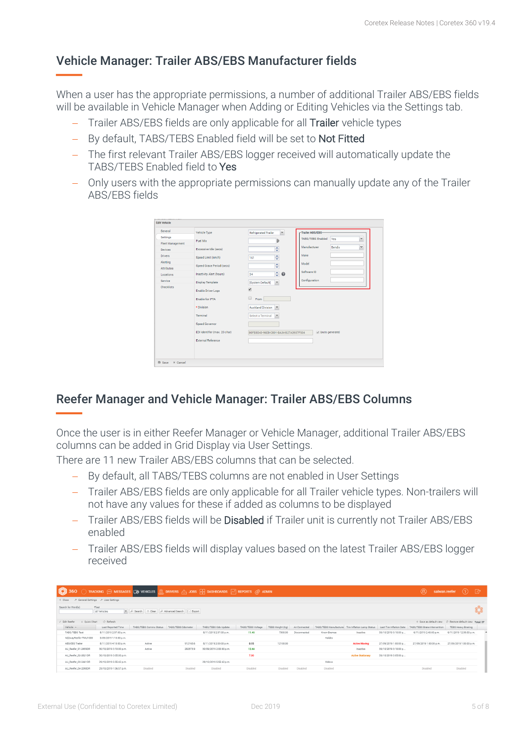## Vehicle Manager: Trailer ABS/EBS Manufacturer fields

When a user has the appropriate permissions, a number of additional Trailer ABS/EBS fields will be available in Vehicle Manager when Adding or Editing Vehicles via the Settings tab.

- Trailer ABS/EBS fields are only applicable for all Trailer vehicle types
- By default, TABS/TEBS Enabled field will be set to Not Fitted
- The first relevant Trailer ABS/EBS logger received will automatically update the TABS/TEBS Enabled field to Yes
- Only users with the appropriate permissions can manually update any of the Trailer ABS/EBS fields

## Reefer Manager and Vehicle Manager: Trailer ABS/EBS Columns

Once the user is in either Reefer Manager or Vehicle Manager, additional Trailer ABS/EBS columns can be added in Grid Display via User Settings.

There are 11 new Trailer ABS/EBS columns that can be selected.

- By default, all TABS/TEBS columns are not enabled in User Settings
- Trailer ABS/EBS fields are only applicable for all Trailer vehicle types. Non-trailers will not have any values for these if added as columns to be displayed
- Trailer ABS/EBS fields will be Disabled if Trailer unit is currently not Trailer ABS/EBS enabled
- Trailer ABS/EBS fields will display values based on the latest Trailer ABS/EBS logger received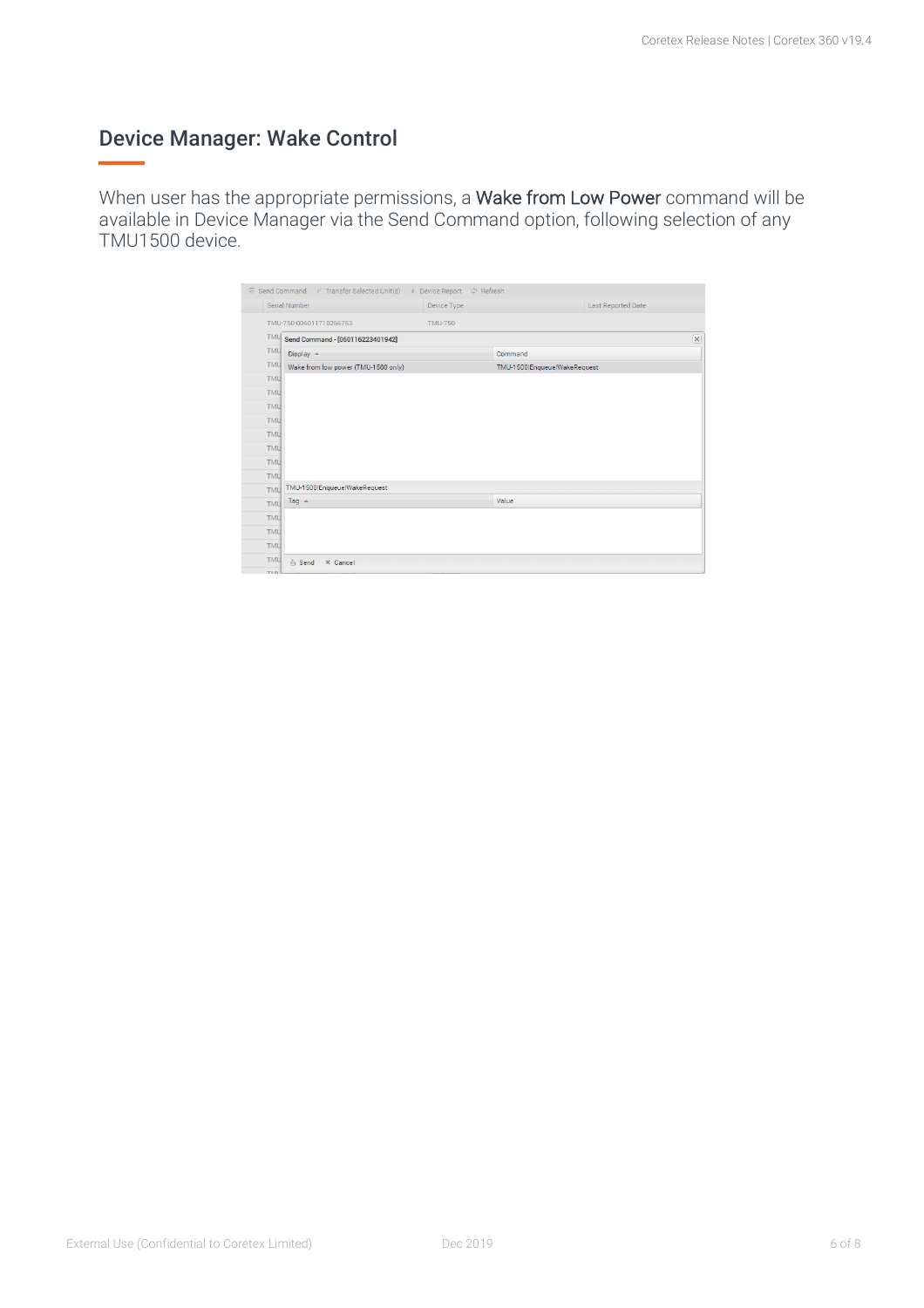## Device Manager: Wake Control

When user has the appropriate permissions, a Wake from Low Power command will be available in Device Manager via the Send Command option, following selection of any TMU1500 device.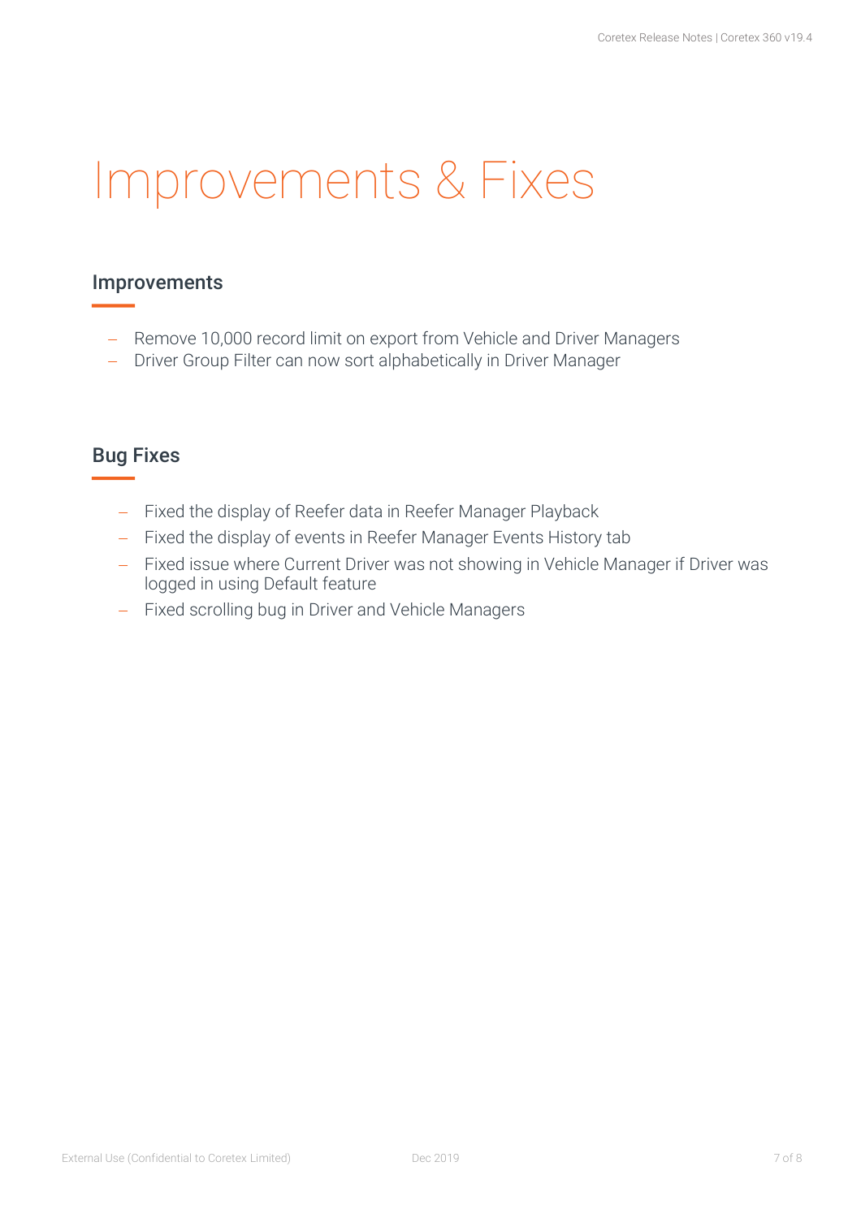# Improvements & Fixes

## Improvements

- Remove 10,000 record limit on export from Vehicle and Driver Managers
- Driver Group Filter can now sort alphabetically in Driver Manager

## Bug Fixes

- Fixed the display of Reefer data in Reefer Manager Playback
- Fixed the display of events in Reefer Manager Events History tab
- Fixed issue where Current Driver was not showing in Vehicle Manager if Driver was logged in using Default feature
- Fixed scrolling bug in Driver and Vehicle Managers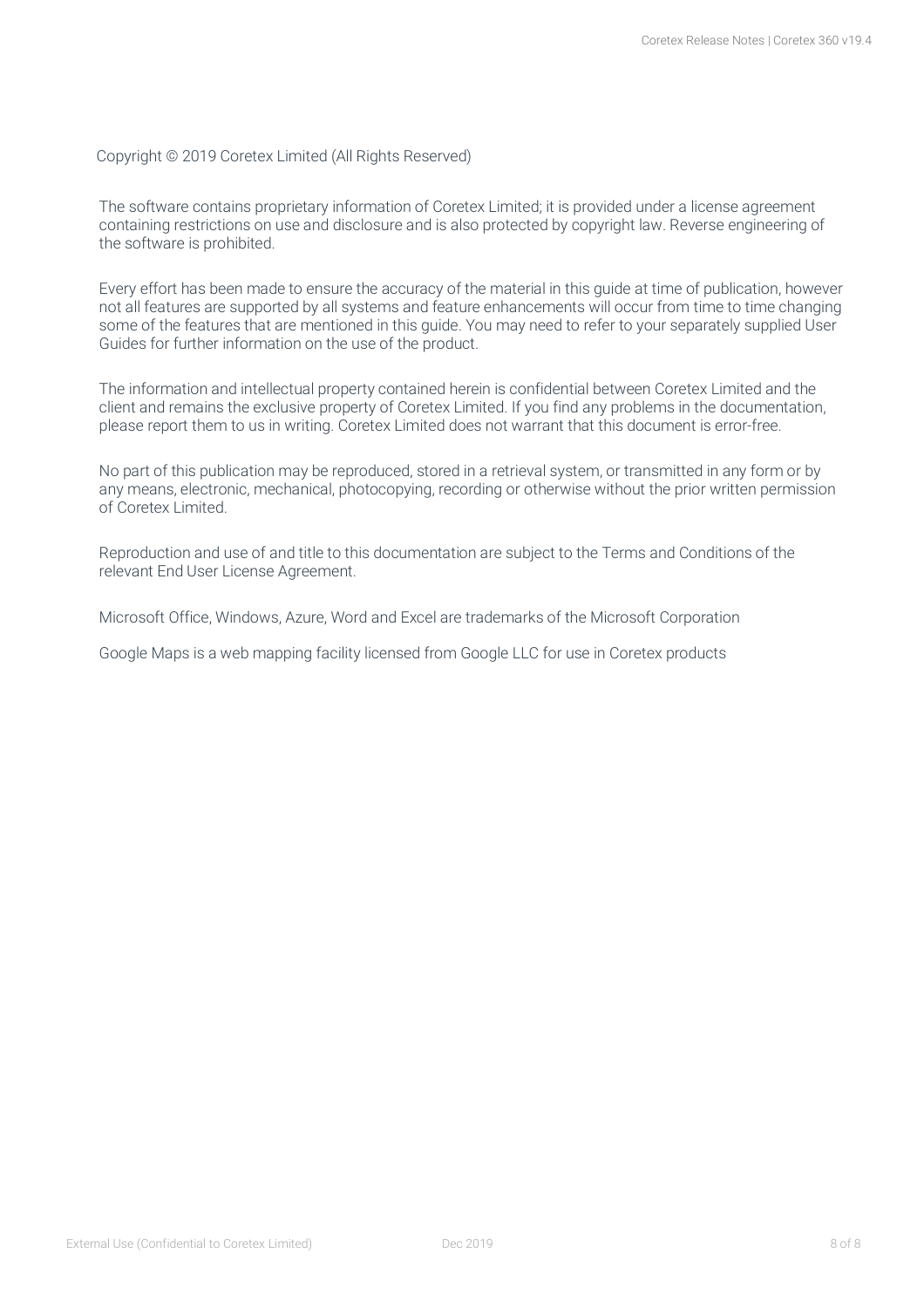Copyright © 2019 Coretex Limited (All Rights Reserved)

The software contains proprietary information of Coretex Limited; it is provided under a license agreement containing restrictions on use and disclosure and is also protected by copyright law. Reverse engineering of the software is prohibited.

Every effort has been made to ensure the accuracy of the material in this guide at time of publication, however not all features are supported by all systems and feature enhancements will occur from time to time changing some of the features that are mentioned in this guide. You may need to refer to your separately supplied User Guides for further information on the use of the product.

The information and intellectual property contained herein is confidential between Coretex Limited and the client and remains the exclusive property of Coretex Limited. If you find any problems in the documentation, please report them to us in writing. Coretex Limited does not warrant that this document is error-free.

No part of this publication may be reproduced, stored in a retrieval system, or transmitted in any form or by any means, electronic, mechanical, photocopying, recording or otherwise without the prior written permission of Coretex Limited.

Reproduction and use of and title to this documentation are subject to the Terms and Conditions of the relevant End User License Agreement.

Microsoft Office, Windows, Azure, Word and Excel are trademarks of the Microsoft Corporation

Google Maps is a web mapping facility licensed from Google LLC for use in Coretex products